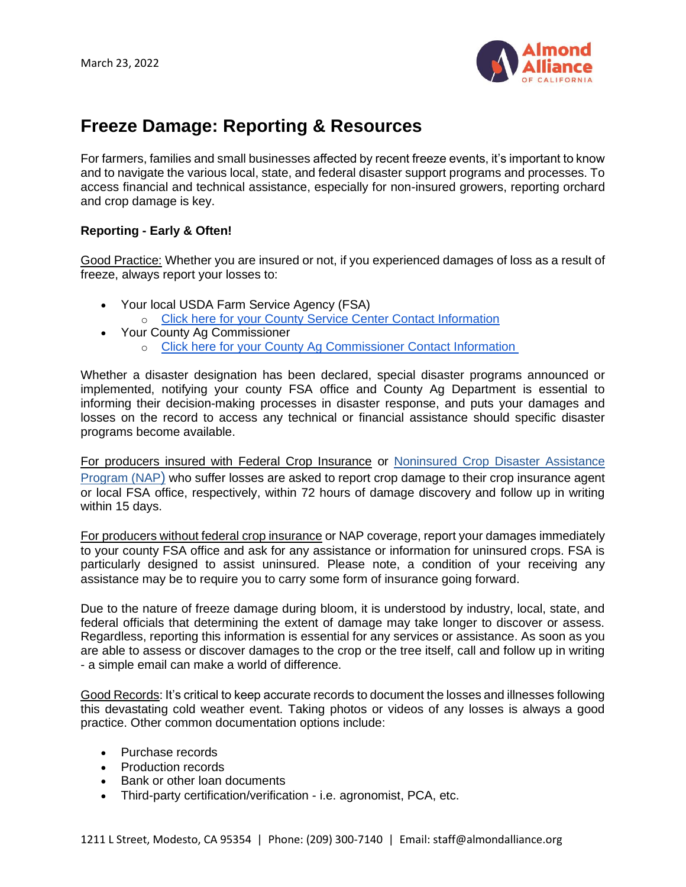March 23, 2022

Almond Alliance OF CALIFORNIA

# Freeze Damage: Reporting & Resources

For farmers, families and small businesses affected by recent freeze events, it's important to know and to navigate the various local, state, and federal disaster support programs and processes. To access financial and technical assistance, especially for non-insured growers, reporting orchard and crop damage is key.

**Reporting - Early & Often!**

Good Practice: Whether you are insured or not, if you experienced damages of loss as a result of freeze, always report your losses to:

- Your local USDA Farm Service Agency (FSA)
    - Click here for your County Service Center Contact Information
- Your County Ag Commissioner
    - Click here for your County Ag Commissioner Contact Information

Whether a disaster designation has been declared, special disaster programs announced or implemented, notifying your county FSA office and County Ag Department is essential to informing their decision-making processes in disaster response, and puts your damages and losses on the record to access any technical or financial assistance should specific disaster programs become available.

For producers insured with Federal Crop Insurance or Noninsured Crop Disaster Assistance Program (NAP) who suffer losses are asked to report crop damage to their crop insurance agent or local FSA office, respectively, within 72 hours of damage discovery and follow up in writing within 15 days.

For producers without federal crop insurance or NAP coverage, report your damages immediately to your county FSA office and ask for any assistance or information for uninsured crops. FSA is particularly designed to assist uninsured. Please note, a condition of your receiving any assistance may be to require you to carry some form of insurance going forward.

Due to the nature of freeze damage during bloom, it is understood by industry, local, state, and federal officials that determining the extent of damage may take longer to discover or assess. Regardless, reporting this information is essential for any services or assistance. As soon as you are able to assess or discover damages to the crop or the tree itself, call and follow up in writing - a simple email can make a world of difference.

Good Records: It's critical to keep accurate records to document the losses and illnesses following this devastating cold weather event. Taking photos or videos of any losses is always a good practice. Other common documentation options include:

- Purchase records
- Production records
- Bank or other loan documents
- Third-party certification/verification - i.e. agronomist, PCA, etc.

1211 L Street, Modesto, CA 95354 | Phone: (209) 300-7140 | Email: staff@almondalliance.org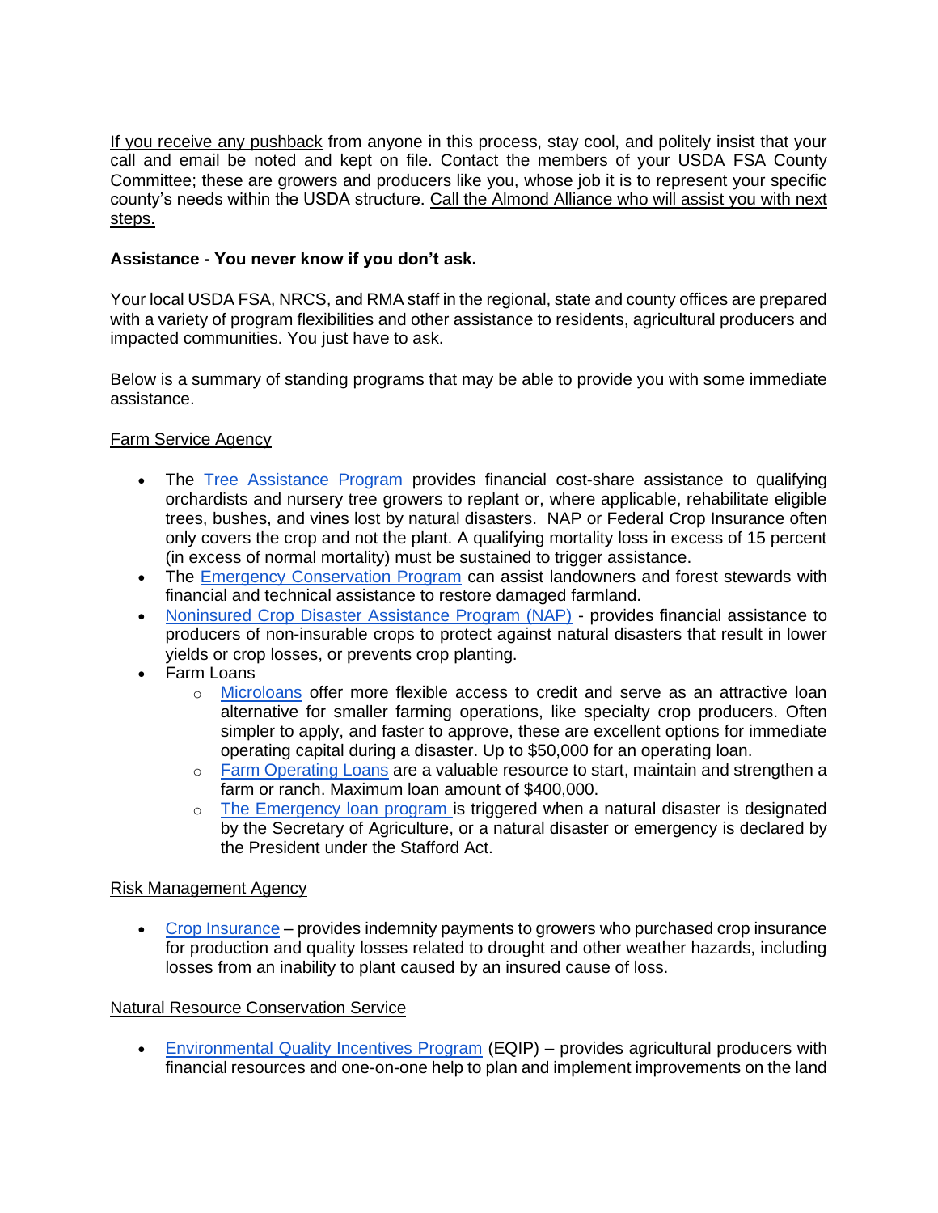If you receive any pushback from anyone in this process, stay cool, and politely insist that your call and email be noted and kept on file. Contact the members of your USDA FSA County Committee; these are growers and producers like you, whose job it is to represent your specific county's needs within the USDA structure. Call the Almond Alliance who will assist you with next steps.

**Assistance - You never know if you don't ask.**

Your local USDA FSA, NRCS, and RMA staff in the regional, state and county offices are prepared with a variety of program flexibilities and other assistance to residents, agricultural producers and impacted communities. You just have to ask.

Below is a summary of standing programs that may be able to provide you with some immediate assistance.

Farm Service Agency

- The Tree Assistance Program provides financial cost-share assistance to qualifying orchardists and nursery tree growers to replant or, where applicable, rehabilitate eligible trees, bushes, and vines lost by natural disasters. NAP or Federal Crop Insurance often only covers the crop and not the plant. A qualifying mortality loss in excess of 15 percent (in excess of normal mortality) must be sustained to trigger assistance.
- The Emergency Conservation Program can assist landowners and forest stewards with financial and technical assistance to restore damaged farmland.
- Noninsured Crop Disaster Assistance Program (NAP) - provides financial assistance to producers of non-insurable crops to protect against natural disasters that result in lower yields or crop losses, or prevents crop planting.
- Farm Loans
  - Microloans offer more flexible access to credit and serve as an attractive loan alternative for smaller farming operations, like specialty crop producers. Often simpler to apply, and faster to approve, these are excellent options for immediate operating capital during a disaster. Up to $50,000 for an operating loan.
  - Farm Operating Loans are a valuable resource to start, maintain and strengthen a farm or ranch. Maximum loan amount of $400,000.
  - The Emergency loan program is triggered when a natural disaster is designated by the Secretary of Agriculture, or a natural disaster or emergency is declared by the President under the Stafford Act.

Risk Management Agency

- Crop Insurance – provides indemnity payments to growers who purchased crop insurance for production and quality losses related to drought and other weather hazards, including losses from an inability to plant caused by an insured cause of loss.

Natural Resource Conservation Service

- Environmental Quality Incentives Program (EQIP) – provides agricultural producers with financial resources and one-on-one help to plan and implement improvements on the land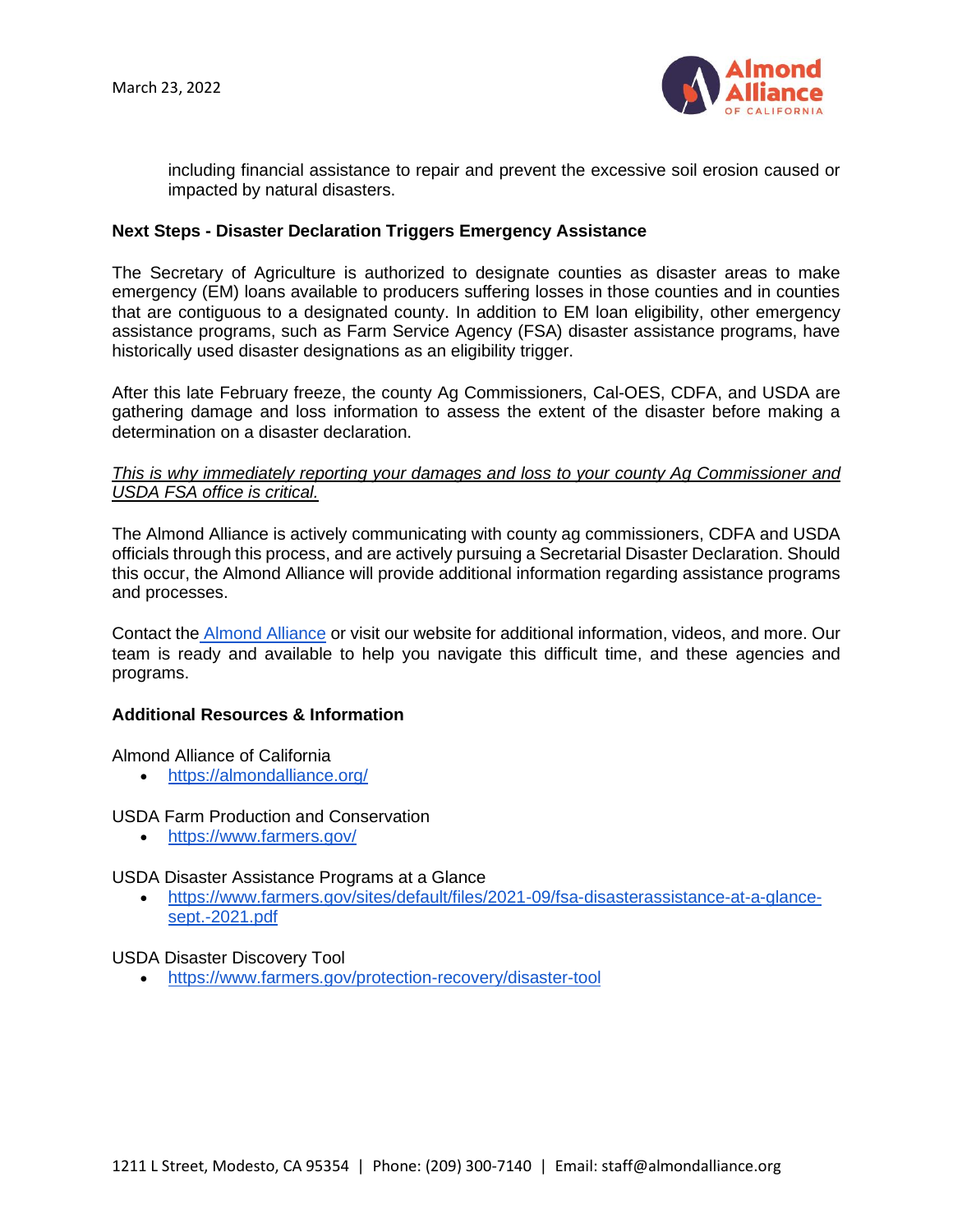including financial assistance to repair and prevent the excessive soil erosion caused or impacted by natural disasters.

**Next Steps - Disaster Declaration Triggers Emergency Assistance**

The Secretary of Agriculture is authorized to designate counties as disaster areas to make emergency (EM) loans available to producers suffering losses in those counties and in counties that are contiguous to a designated county. In addition to EM loan eligibility, other emergency assistance programs, such as Farm Service Agency (FSA) disaster assistance programs, have historically used disaster designations as an eligibility trigger.

After this late February freeze, the county Ag Commissioners, Cal-OES, CDFA, and USDA are gathering damage and loss information to assess the extent of the disaster before making a determination on a disaster declaration.

*This is why immediately reporting your damages and loss to your county Ag Commissioner and USDA FSA office is critical.*

The Almond Alliance is actively communicating with county ag commissioners, CDFA and USDA officials through this process, and are actively pursuing a Secretarial Disaster Declaration. Should this occur, the Almond Alliance will provide additional information regarding assistance programs and processes.

Contact the Almond Alliance or visit our website for additional information, videos, and more. Our team is ready and available to help you navigate this difficult time, and these agencies and programs.

**Additional Resources & Information**

Almond Alliance of California

- https://almondalliance.org/

USDA Farm Production and Conservation

- https://www.farmers.gov/

USDA Disaster Assistance Programs at a Glance

- https://www.farmers.gov/sites/default/files/2021-09/fsa-disasterassistance-at-a-glance-sept.-2021.pdf

USDA Disaster Discovery Tool

- https://www.farmers.gov/protection-recovery/disaster-tool